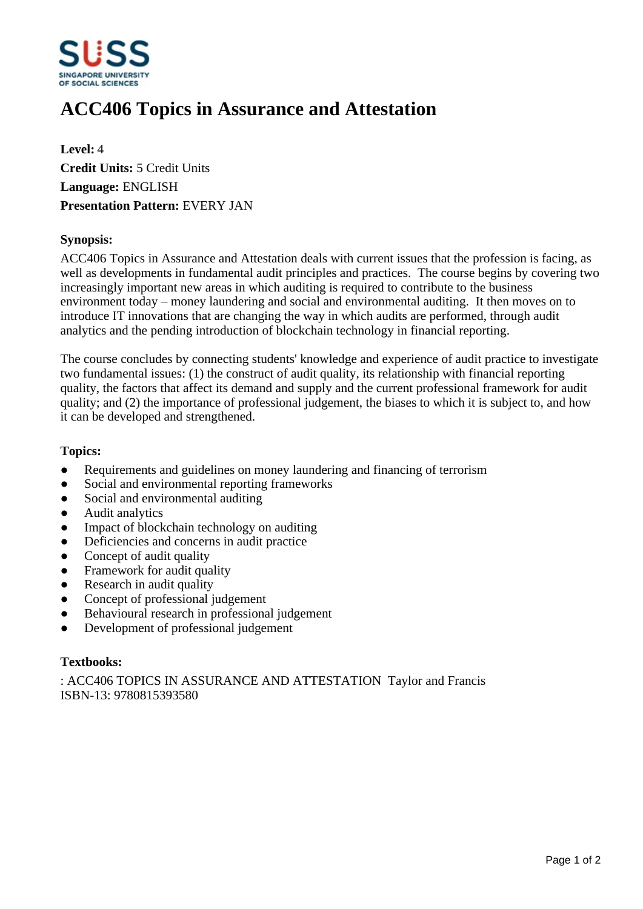# ACC406 Topics in Assurance and Attestation

**Level:** 4
**Credit Units:** 5 Credit Units
**Language:** ENGLISH
**Presentation Pattern:** EVERY JAN

### Synopsis:

ACC406 Topics in Assurance and Attestation deals with current issues that the profession is facing, as well as developments in fundamental audit principles and practices. The course begins by covering two increasingly important new areas in which auditing is required to contribute to the business environment today – money laundering and social and environmental auditing. It then moves on to introduce IT innovations that are changing the way in which audits are performed, through audit analytics and the pending introduction of blockchain technology in financial reporting.

The course concludes by connecting students' knowledge and experience of audit practice to investigate two fundamental issues: (1) the construct of audit quality, its relationship with financial reporting quality, the factors that affect its demand and supply and the current professional framework for audit quality; and (2) the importance of professional judgement, the biases to which it is subject to, and how it can be developed and strengthened.

### Topics:

- Requirements and guidelines on money laundering and financing of terrorism
- Social and environmental reporting frameworks
- Social and environmental auditing
- Audit analytics
- Impact of blockchain technology on auditing
- Deficiencies and concerns in audit practice
- Concept of audit quality
- Framework for audit quality
- Research in audit quality
- Concept of professional judgement
- Behavioural research in professional judgement
- Development of professional judgement

### Textbooks:

: ACC406 TOPICS IN ASSURANCE AND ATTESTATION Taylor and Francis
ISBN-13: 9780815393580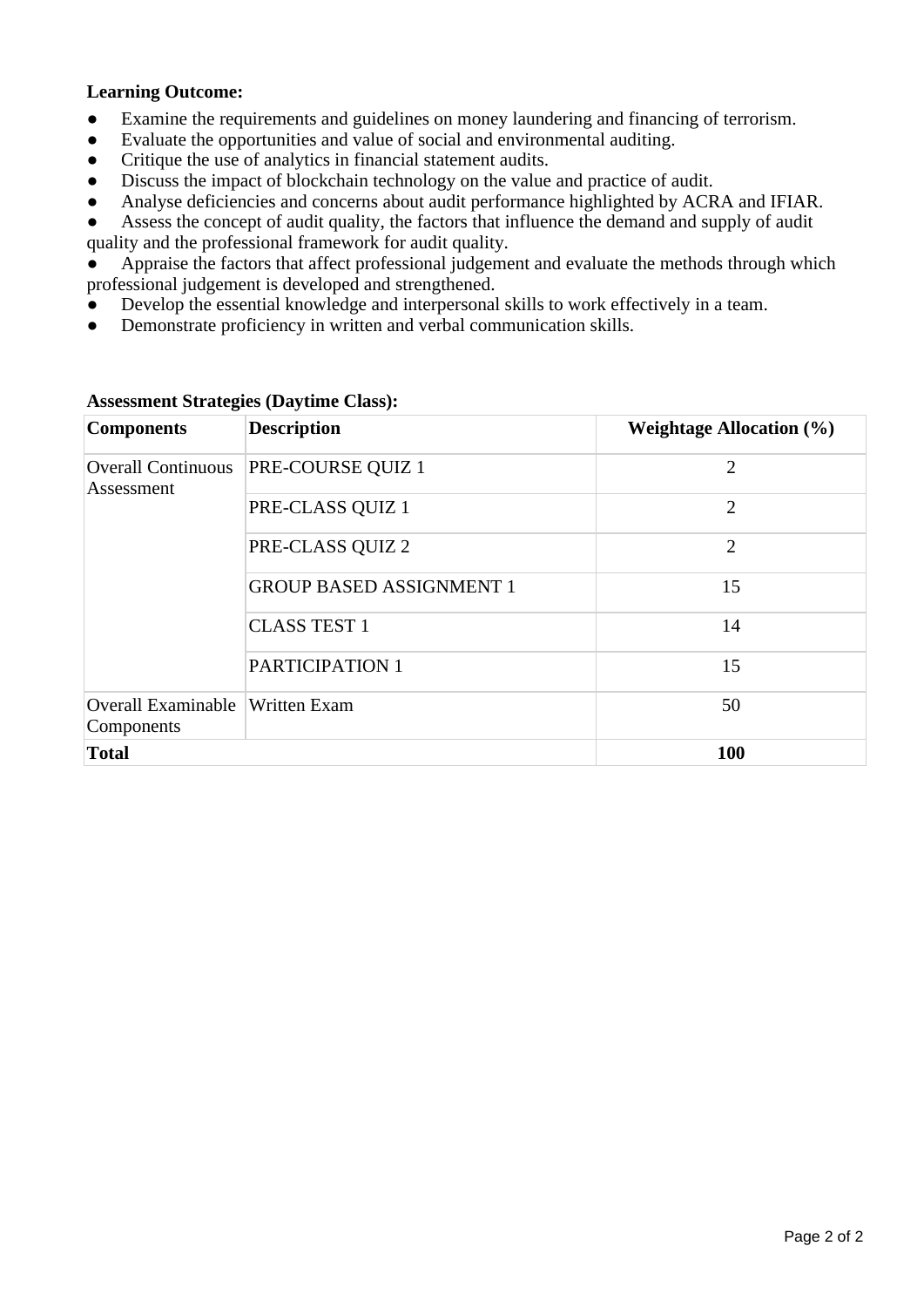**Learning Outcome:**

- Examine the requirements and guidelines on money laundering and financing of terrorism.
- Evaluate the opportunities and value of social and environmental auditing.
- Critique the use of analytics in financial statement audits.
- Discuss the impact of blockchain technology on the value and practice of audit.
- Analyse deficiencies and concerns about audit performance highlighted by ACRA and IFIAR.
- Assess the concept of audit quality, the factors that influence the demand and supply of audit quality and the professional framework for audit quality.
- Appraise the factors that affect professional judgement and evaluate the methods through which professional judgement is developed and strengthened.
- Develop the essential knowledge and interpersonal skills to work effectively in a team.
- Demonstrate proficiency in written and verbal communication skills.

**Assessment Strategies (Daytime Class):**

| Components | Description | Weightage Allocation (%) |
|---|---|---|
| Overall Continuous Assessment | PRE-COURSE QUIZ 1 | 2 |
| | PRE-CLASS QUIZ 1 | 2 |
| | PRE-CLASS QUIZ 2 | 2 |
| | GROUP BASED ASSIGNMENT 1 | 15 |
| | CLASS TEST 1 | 14 |
| | PARTICIPATION 1 | 15 |
| Overall Examinable Components | Written Exam | 50 |
| **Total** | | **100** |